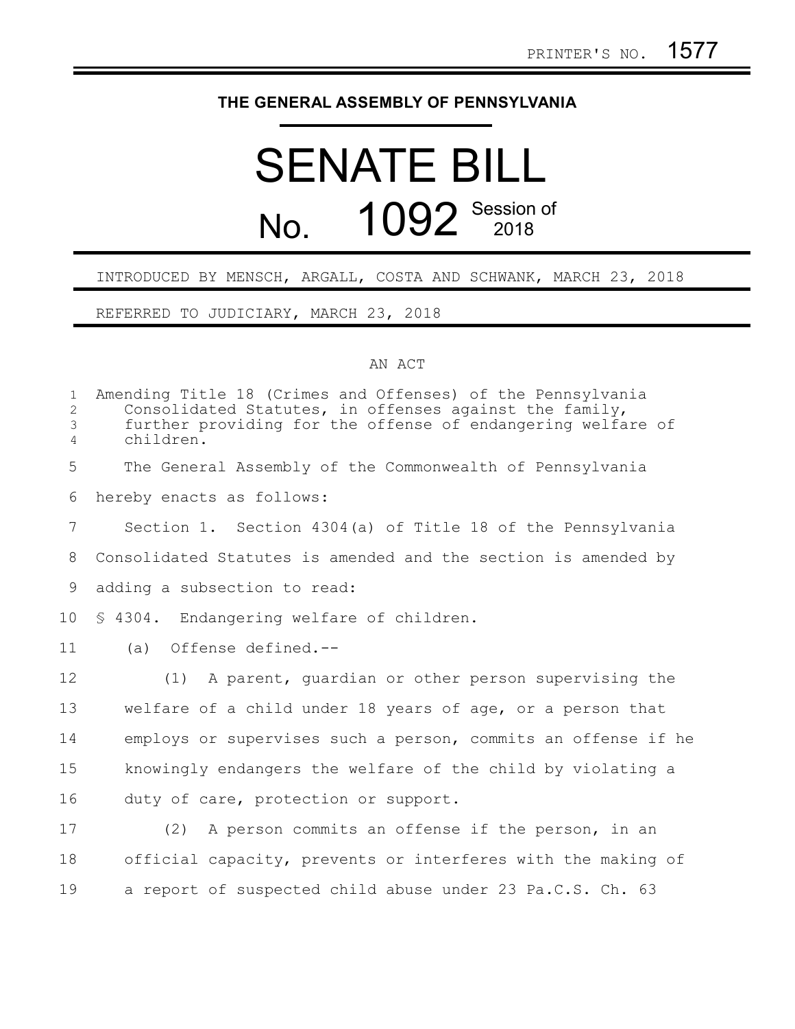PRINTER'S NO. 1577

# THE GENERAL ASSEMBLY OF PENNSYLVANIA

# SENATE BILL

## No. 1092 Session of 2018

INTRODUCED BY MENSCH, ARGALL, COSTA AND SCHWANK, MARCH 23, 2018

REFERRED TO JUDICIARY, MARCH 23, 2018

AN ACT

Amending Title 18 (Crimes and Offenses) of the Pennsylvania Consolidated Statutes, in offenses against the family, further providing for the offense of endangering welfare of children.

The General Assembly of the Commonwealth of Pennsylvania hereby enacts as follows:

Section 1. Section 4304(a) of Title 18 of the Pennsylvania Consolidated Statutes is amended and the section is amended by adding a subsection to read:

§ 4304. Endangering welfare of children.

(a) Offense defined.--

(1) A parent, guardian or other person supervising the welfare of a child under 18 years of age, or a person that employs or supervises such a person, commits an offense if he knowingly endangers the welfare of the child by violating a duty of care, protection or support.

(2) A person commits an offense if the person, in an official capacity, prevents or interferes with the making of a report of suspected child abuse under 23 Pa.C.S. Ch. 63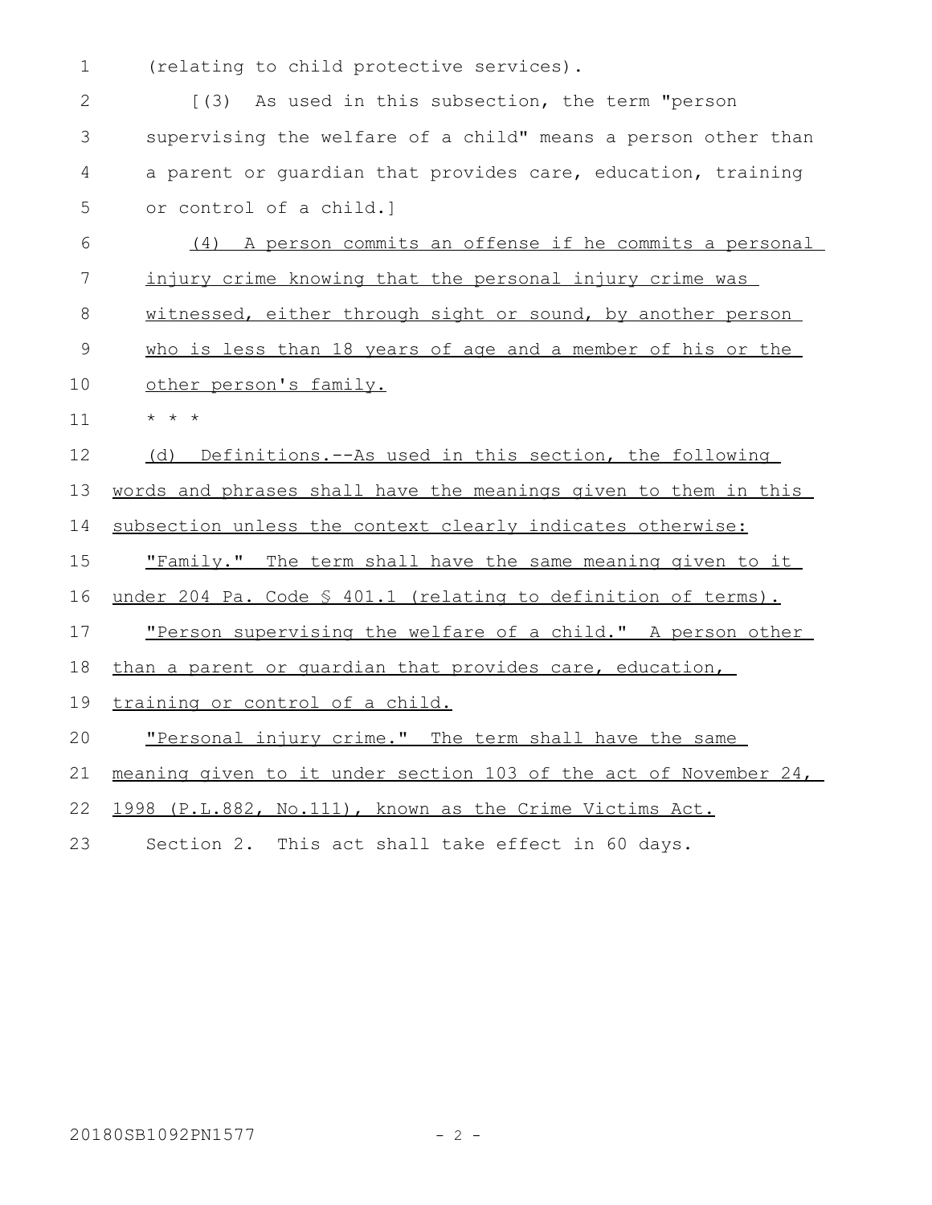(relating to child protective services).

[(3) As used in this subsection, the term "person supervising the welfare of a child" means a person other than a parent or guardian that provides care, education, training or control of a child.]

(4) A person commits an offense if he commits a personal injury crime knowing that the personal injury crime was witnessed, either through sight or sound, by another person who is less than 18 years of age and a member of his or the other person's family.

* * *

(d) Definitions.--As used in this section, the following words and phrases shall have the meanings given to them in this subsection unless the context clearly indicates otherwise:

"Family." The term shall have the same meaning given to it under 204 Pa. Code § 401.1 (relating to definition of terms).

"Person supervising the welfare of a child." A person other than a parent or guardian that provides care, education, training or control of a child.

"Personal injury crime." The term shall have the same meaning given to it under section 103 of the act of November 24, 1998 (P.L.882, No.111), known as the Crime Victims Act.

Section 2. This act shall take effect in 60 days.